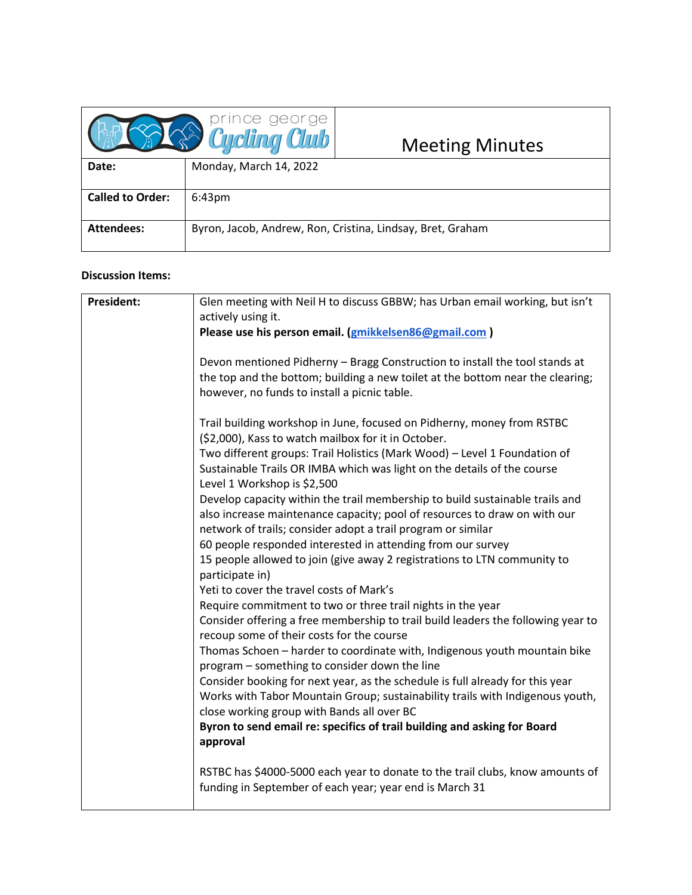| prince george Cycling Club | Meeting Minutes |
|---|---|
| **Date:** | Monday, March 14, 2022 |
| **Called to Order:** | 6:43pm |
| **Attendees:** | Byron, Jacob, Andrew, Ron, Cristina, Lindsay, Bret, Graham |

**Discussion Items:**

| **President:** | Glen meeting with Neil H to discuss GBBW; has Urban email working, but isn't actively using it.<br>**Please use his person email. ([gmikkelsen86@gmail.com](mailto:gmikkelsen86@gmail.com) )**<br><br>Devon mentioned Pidherny – Bragg Construction to install the tool stands at the top and the bottom; building a new toilet at the bottom near the clearing; however, no funds to install a picnic table.<br><br>Trail building workshop in June, focused on Pidherny, money from RSTBC ($2,000), Kass to watch mailbox for it in October.<br>Two different groups: Trail Holistics (Mark Wood) – Level 1 Foundation of Sustainable Trails OR IMBA which was light on the details of the course<br>Level 1 Workshop is $2,500<br>Develop capacity within the trail membership to build sustainable trails and also increase maintenance capacity; pool of resources to draw on with our network of trails; consider adopt a trail program or similar<br>60 people responded interested in attending from our survey<br>15 people allowed to join (give away 2 registrations to LTN community to participate in)<br>Yeti to cover the travel costs of Mark's<br>Require commitment to two or three trail nights in the year<br>Consider offering a free membership to trail build leaders the following year to recoup some of their costs for the course<br>Thomas Schoen – harder to coordinate with, Indigenous youth mountain bike program – something to consider down the line<br>Consider booking for next year, as the schedule is full already for this year<br>Works with Tabor Mountain Group; sustainability trails with Indigenous youth, close working group with Bands all over BC<br>**Byron to send email re: specifics of trail building and asking for Board approval**<br><br>RSTBC has $4000-5000 each year to donate to the trail clubs, know amounts of funding in September of each year; year end is March 31 |
|---|---|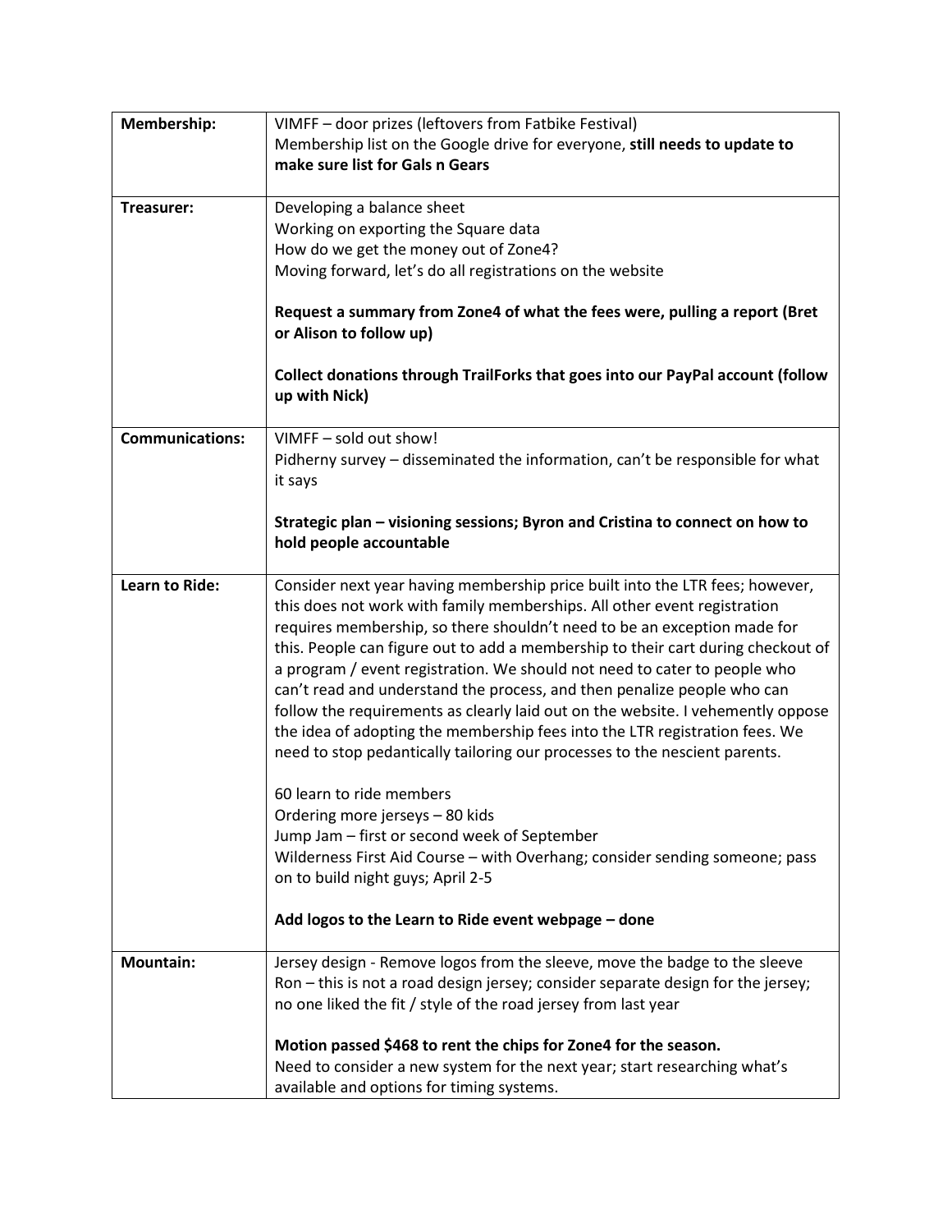| **Membership:** | VIMFF – door prizes (leftovers from Fatbike Festival)<br>Membership list on the Google drive for everyone, **still needs to update to make sure list for Gals n Gears** |
|---|---|
| **Treasurer:** | Developing a balance sheet<br>Working on exporting the Square data<br>How do we get the money out of Zone4?<br>Moving forward, let's do all registrations on the website<br><br>**Request a summary from Zone4 of what the fees were, pulling a report (Bret or Alison to follow up)**<br><br>**Collect donations through TrailForks that goes into our PayPal account (follow up with Nick)** |
| **Communications:** | VIMFF – sold out show!<br>Pidherny survey – disseminated the information, can't be responsible for what it says<br><br>**Strategic plan – visioning sessions; Byron and Cristina to connect on how to hold people accountable** |
| **Learn to Ride:** | Consider next year having membership price built into the LTR fees; however, this does not work with family memberships. All other event registration requires membership, so there shouldn't need to be an exception made for this. People can figure out to add a membership to their cart during checkout of a program / event registration. We should not need to cater to people who can't read and understand the process, and then penalize people who can follow the requirements as clearly laid out on the website. I vehemently oppose the idea of adopting the membership fees into the LTR registration fees. We need to stop pedantically tailoring our processes to the nescient parents.<br><br>60 learn to ride members<br>Ordering more jerseys – 80 kids<br>Jump Jam – first or second week of September<br>Wilderness First Aid Course – with Overhang; consider sending someone; pass on to build night guys; April 2-5<br><br>**Add logos to the Learn to Ride event webpage – done** |
| **Mountain:** | Jersey design - Remove logos from the sleeve, move the badge to the sleeve<br>Ron – this is not a road design jersey; consider separate design for the jersey; no one liked the fit / style of the road jersey from last year<br><br>**Motion passed $468 to rent the chips for Zone4 for the season.**<br>Need to consider a new system for the next year; start researching what's available and options for timing systems. |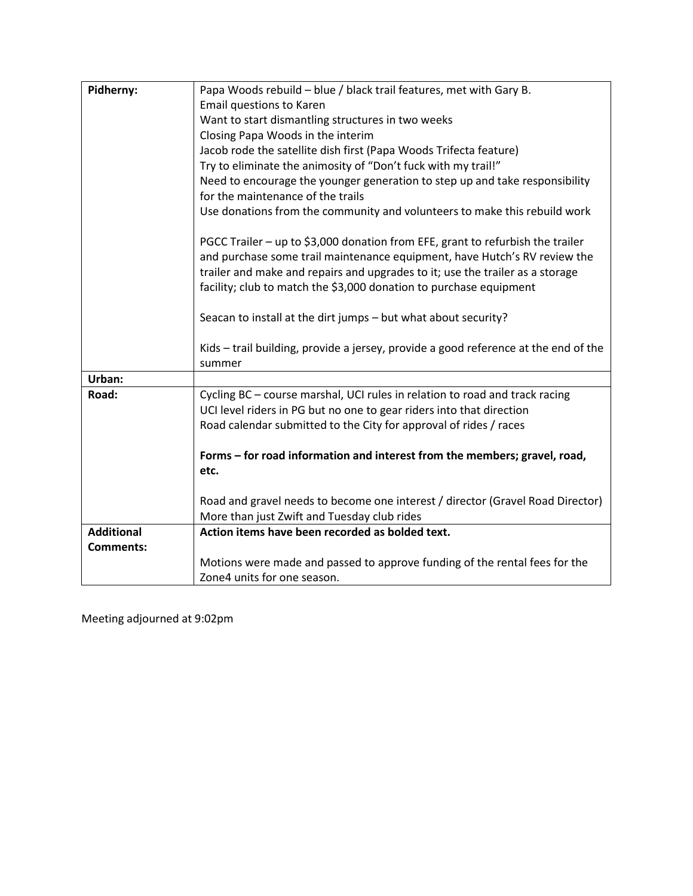| | |
|---|---|
| **Pidherny:** | Papa Woods rebuild – blue / black trail features, met with Gary B.<br>Email questions to Karen<br>Want to start dismantling structures in two weeks<br>Closing Papa Woods in the interim<br>Jacob rode the satellite dish first (Papa Woods Trifecta feature)<br>Try to eliminate the animosity of "Don't fuck with my trail!"<br>Need to encourage the younger generation to step up and take responsibility for the maintenance of the trails<br>Use donations from the community and volunteers to make this rebuild work<br><br>PGCC Trailer – up to $3,000 donation from EFE, grant to refurbish the trailer and purchase some trail maintenance equipment, have Hutch's RV review the trailer and make and repairs and upgrades to it; use the trailer as a storage facility; club to match the $3,000 donation to purchase equipment<br><br>Seacan to install at the dirt jumps – but what about security?<br><br>Kids – trail building, provide a jersey, provide a good reference at the end of the summer |
| **Urban:** | |
| **Road:** | Cycling BC – course marshal, UCI rules in relation to road and track racing<br>UCI level riders in PG but no one to gear riders into that direction<br>Road calendar submitted to the City for approval of rides / races<br><br>**Forms – for road information and interest from the members; gravel, road, etc.**<br><br>Road and gravel needs to become one interest / director (Gravel Road Director)<br>More than just Zwift and Tuesday club rides |
| **Additional Comments:** | **Action items have been recorded as bolded text.**<br><br>Motions were made and passed to approve funding of the rental fees for the Zone4 units for one season. |

Meeting adjourned at 9:02pm